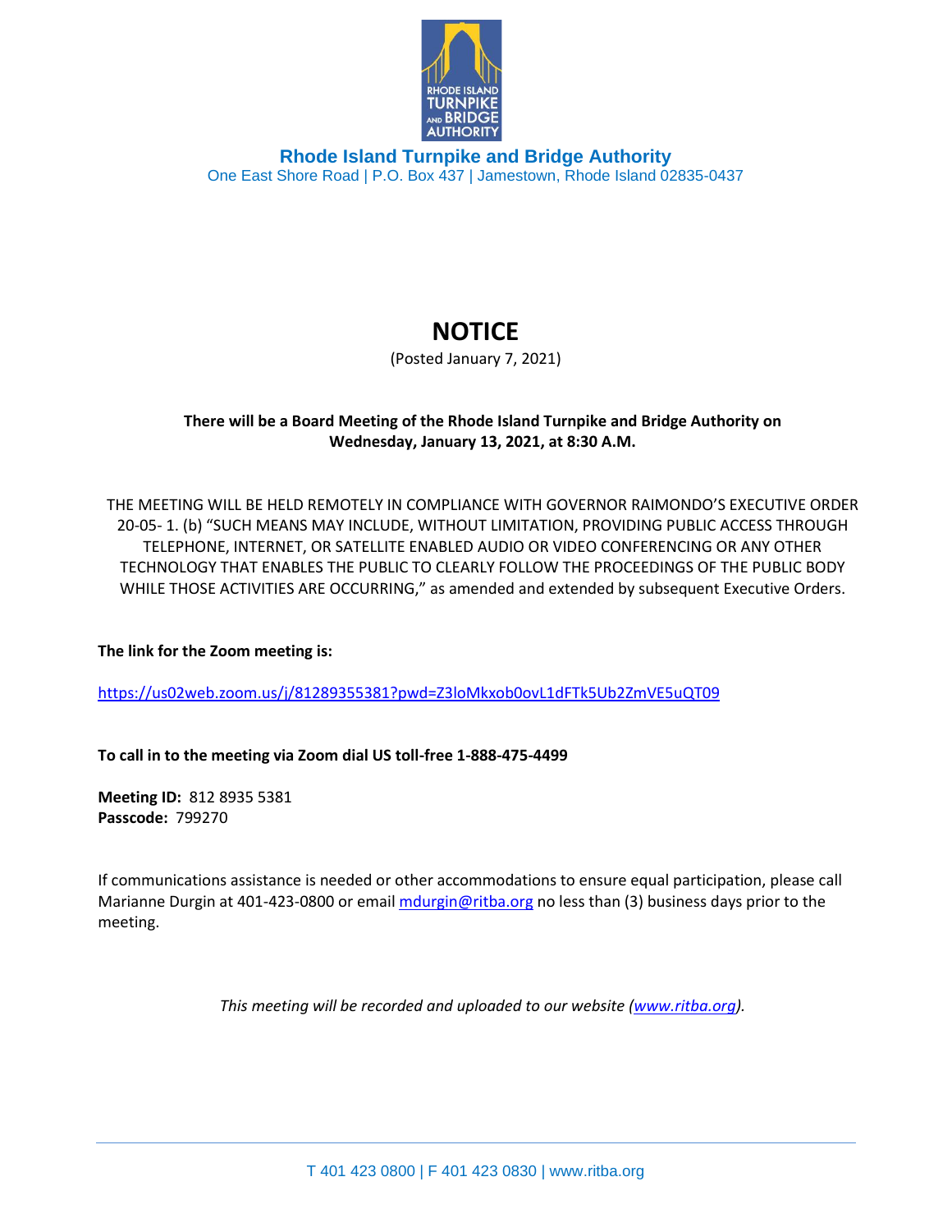**Rhode Island Turnpike and Bridge Authority**
One East Shore Road | P.O. Box 437 | Jamestown, Rhode Island 02835-0437

# NOTICE

(Posted January 7, 2021)

**There will be a Board Meeting of the Rhode Island Turnpike and Bridge Authority on Wednesday, January 13, 2021, at 8:30 A.M.**

THE MEETING WILL BE HELD REMOTELY IN COMPLIANCE WITH GOVERNOR RAIMONDO'S EXECUTIVE ORDER 20-05- 1. (b) "SUCH MEANS MAY INCLUDE, WITHOUT LIMITATION, PROVIDING PUBLIC ACCESS THROUGH TELEPHONE, INTERNET, OR SATELLITE ENABLED AUDIO OR VIDEO CONFERENCING OR ANY OTHER TECHNOLOGY THAT ENABLES THE PUBLIC TO CLEARLY FOLLOW THE PROCEEDINGS OF THE PUBLIC BODY WHILE THOSE ACTIVITIES ARE OCCURRING," as amended and extended by subsequent Executive Orders.

**The link for the Zoom meeting is:**

https://us02web.zoom.us/j/81289355381?pwd=Z3loMkxob0ovL1dFTk5Ub2ZmVE5uQT09

**To call in to the meeting via Zoom dial US toll-free 1-888-475-4499**

**Meeting ID:** 812 8935 5381
**Passcode:** 799270

If communications assistance is needed or other accommodations to ensure equal participation, please call Marianne Durgin at 401-423-0800 or email mdurgin@ritba.org no less than (3) business days prior to the meeting.

*This meeting will be recorded and uploaded to our website (www.ritba.org).*

T 401 423 0800 | F 401 423 0830 | www.ritba.org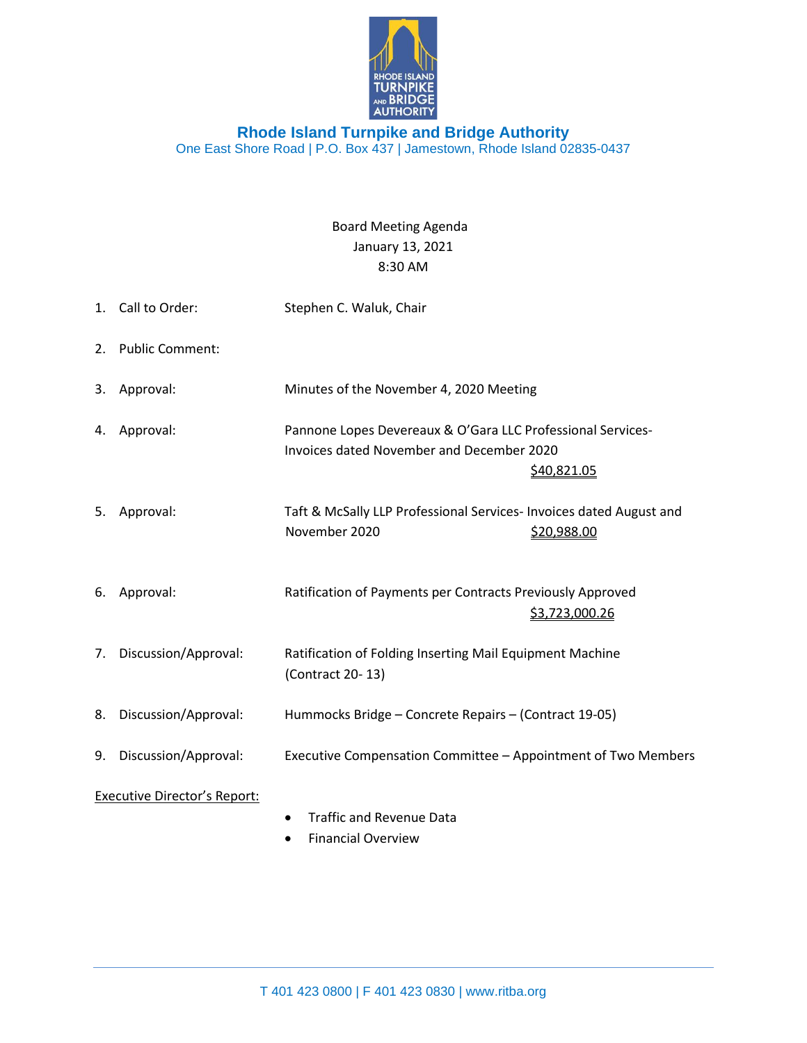**Rhode Island Turnpike and Bridge Authority**

One East Shore Road | P.O. Box 437 | Jamestown, Rhode Island 02835-0437

Board Meeting Agenda
January 13, 2021
8:30 AM

1. Call to Order: Stephen C. Waluk, Chair

2. Public Comment:

3. Approval: Minutes of the November 4, 2020 Meeting

4. Approval: Pannone Lopes Devereaux & O'Gara LLC Professional Services- Invoices dated November and December 2020 $40,821.05

5. Approval: Taft & McSally LLP Professional Services- Invoices dated August and November 2020 $20,988.00

6. Approval: Ratification of Payments per Contracts Previously Approved $3,723,000.26

7. Discussion/Approval: Ratification of Folding Inserting Mail Equipment Machine (Contract 20- 13)

8. Discussion/Approval: Hummocks Bridge – Concrete Repairs – (Contract 19-05)

9. Discussion/Approval: Executive Compensation Committee – Appointment of Two Members

Executive Director's Report:

- Traffic and Revenue Data
- Financial Overview

T 401 423 0800 | F 401 423 0830 | www.ritba.org